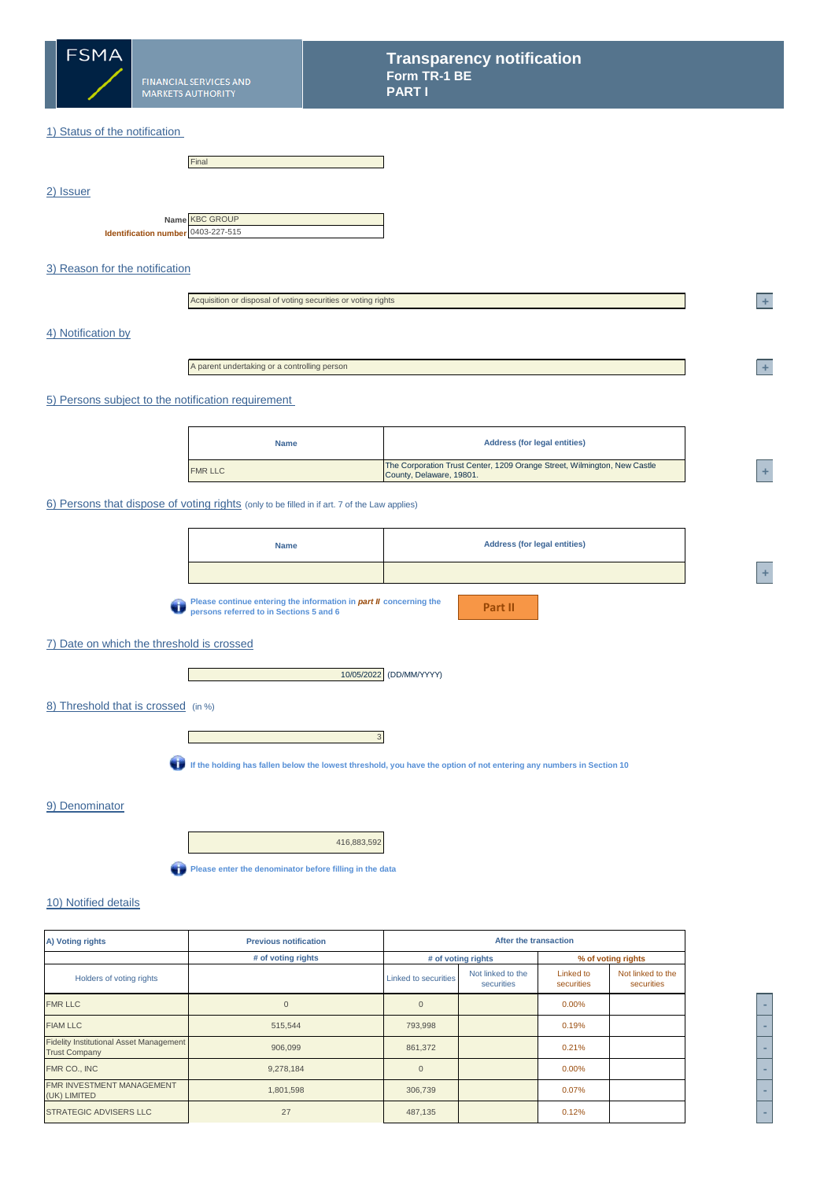# Transparency notification
## Form TR-1 BE
## PART I

FSMA FINANCIAL SERVICES AND MARKETS AUTHORITY

### 1) Status of the notification

Final

### 2) Issuer

**Name** KBC GROUP
**Identification number** 0403-227-515

### 3) Reason for the notification

Acquisition or disposal of voting securities or voting rights

### 4) Notification by

A parent undertaking or a controlling person

### 5) Persons subject to the notification requirement

| Name | Address (for legal entities) |
|---|---|
| FMR LLC | The Corporation Trust Center, 1209 Orange Street, Wilmington, New Castle County, Delaware, 19801. |

### 6) Persons that dispose of voting rights (only to be filled in if art. 7 of the Law applies)

| Name | Address (for legal entities) |
|---|---|
| | |

Please continue entering the information in *part II* concerning the persons referred to in Sections 5 and 6

Part II

### 7) Date on which the threshold is crossed

10/05/2022 (DD/MM/YYYY)

### 8) Threshold that is crossed (in %)

3

If the holding has fallen below the lowest threshold, you have the option of not entering any numbers in Section 10

### 9) Denominator

416,883,592

Please enter the denominator before filling in the data

### 10) Notified details

| A) Voting rights | Previous notification | After the transaction | | | |
|---|---|---|---|---|---|
| | # of voting rights | # of voting rights | | % of voting rights | |
| Holders of voting rights | | Linked to securities | Not linked to the securities | Linked to securities | Not linked to the securities |
| FMR LLC | 0 | 0 | | 0.00% | |
| FIAM LLC | 515,544 | 793,998 | | 0.19% | |
| Fidelity Institutional Asset Management Trust Company | 906,099 | 861,372 | | 0.21% | |
| FMR CO., INC | 9,278,184 | 0 | | 0.00% | |
| FMR INVESTMENT MANAGEMENT (UK) LIMITED | 1,801,598 | 306,739 | | 0.07% | |
| STRATEGIC ADVISERS LLC | 27 | 487,135 | | 0.12% | |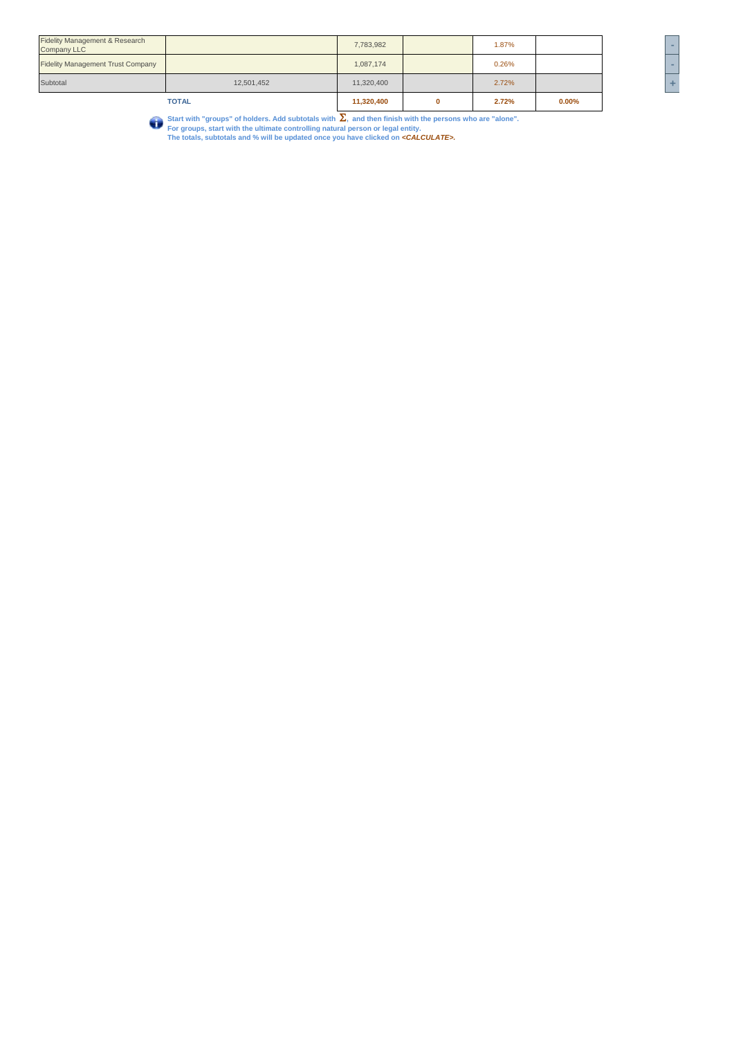| | | | | | |
|---|---|---|---|---|---|
| Fidelity Management & Research Company LLC | | 7,783,982 | | 1.87% | |
| Fidelity Management Trust Company | | 1,087,174 | | 0.26% | |
| Subtotal | 12,501,452 | 11,320,400 | | 2.72% | |
| | **TOTAL** | **11,320,400** | **0** | **2.72%** | **0.00%** |

**Start with "groups" of holders. Add subtotals with $\Sigma$, and then finish with the persons who are "alone".**
**For groups, start with the ultimate controlling natural person or legal entity.**
**The totals, subtotals and % will be updated once you have clicked on *<CALCULATE>*.**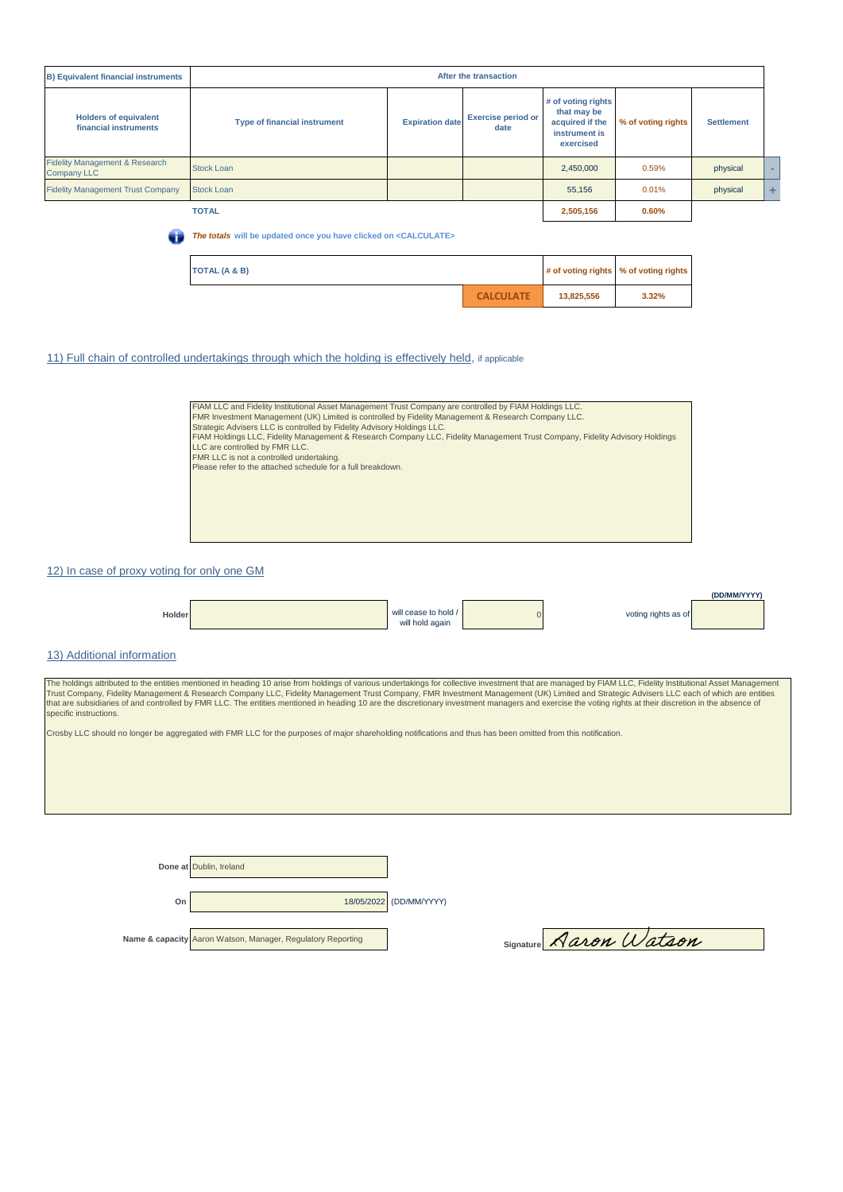| B) Equivalent financial instruments | After the transaction | | | | | |
|---|---|---|---|---|---|---|
| **Holders of equivalent financial instruments** | **Type of financial instrument** | **Expiration date** | **Exercise period or date** | **# of voting rights that may be acquired if the instrument is exercised** | **% of voting rights** | **Settlement** |
| Fidelity Management & Research Company LLC | Stock Loan | | | 2,450,000 | 0.59% | physical |
| Fidelity Management Trust Company | Stock Loan | | | 55,156 | 0.01% | physical |
| | **TOTAL** | | | **2,505,156** | **0.60%** | |

*The totals will be updated once you have clicked on <CALCULATE>*

| TOTAL (A & B) | | # of voting rights | % of voting rights |
|---|---|---|---|
| | CALCULATE | 13,825,556 | 3.32% |

## 11) Full chain of controlled undertakings through which the holding is effectively held, if applicable

FIAM LLC and Fidelity Institutional Asset Management Trust Company are controlled by FIAM Holdings LLC.
FMR Investment Management (UK) Limited is controlled by Fidelity Management & Research Company LLC.
Strategic Advisers LLC is controlled by Fidelity Advisory Holdings LLC.
FIAM Holdings LLC, Fidelity Management & Research Company LLC, Fidelity Management Trust Company, Fidelity Advisory Holdings LLC are controlled by FMR LLC.
FMR LLC is not a controlled undertaking.
Please refer to the attached schedule for a full breakdown.

## 12) In case of proxy voting for only one GM

Holder | | will cease to hold / will hold again | 0 | voting rights as of | (DD/MM/YYYY)

## 13) Additional information

The holdings attributed to the entities mentioned in heading 10 arise from holdings of various undertakings for collective investment that are managed by FIAM LLC, Fidelity Institutional Asset Management Trust Company, Fidelity Management & Research Company LLC, Fidelity Management Trust Company, FMR Investment Management (UK) Limited and Strategic Advisers LLC each of which are entities that are subsidiaries of and controlled by FMR LLC. The entities mentioned in heading 10 are the discretionary investment managers and exercise the voting rights at their discretion in the absence of specific instructions.

Crosby LLC should no longer be aggregated with FMR LLC for the purposes of major shareholding notifications and thus has been omitted from this notification.

**Done at** Dublin, Ireland

**On** 18/05/2022 (DD/MM/YYYY)

**Name & capacity** Aaron Watson, Manager, Regulatory Reporting

**Signature** Aaron Watson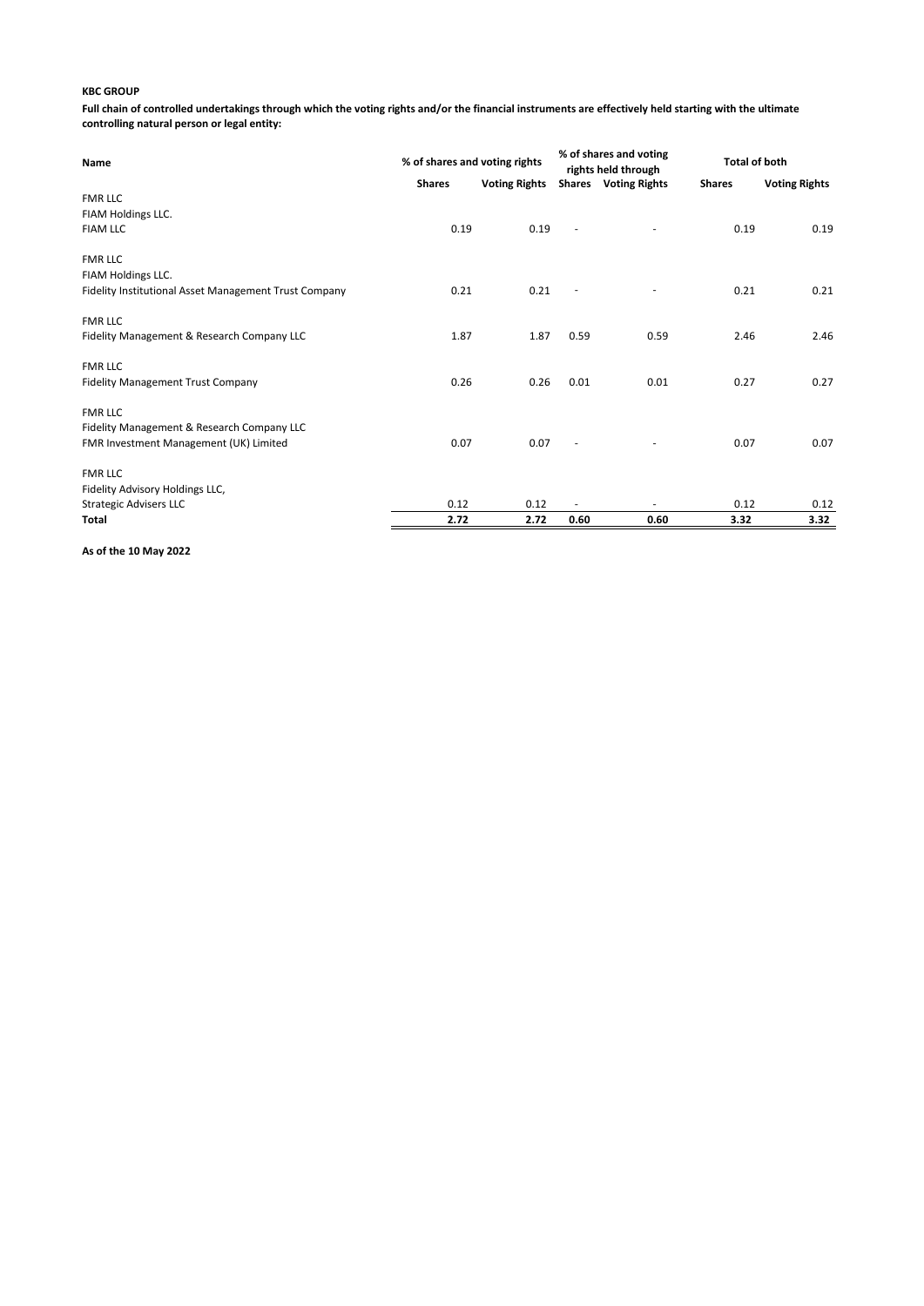**KBC GROUP**

**Full chain of controlled undertakings through which the voting rights and/or the financial instruments are effectively held starting with the ultimate controlling natural person or legal entity:**

| Name | % of shares and voting rights | | % of shares and voting rights held through | | Total of both | |
|---|---|---|---|---|---|---|
| | Shares | Voting Rights | Shares | Voting Rights | Shares | Voting Rights |
| FMR LLC<br>FIAM Holdings LLC.<br>FIAM LLC | 0.19 | 0.19 | - | - | 0.19 | 0.19 |
| FMR LLC<br>FIAM Holdings LLC.<br>Fidelity Institutional Asset Management Trust Company | 0.21 | 0.21 | - | - | 0.21 | 0.21 |
| FMR LLC<br>Fidelity Management & Research Company LLC | 1.87 | 1.87 | 0.59 | 0.59 | 2.46 | 2.46 |
| FMR LLC<br>Fidelity Management Trust Company | 0.26 | 0.26 | 0.01 | 0.01 | 0.27 | 0.27 |
| FMR LLC<br>Fidelity Management & Research Company LLC<br>FMR Investment Management (UK) Limited | 0.07 | 0.07 | - | - | 0.07 | 0.07 |
| FMR LLC<br>Fidelity Advisory Holdings LLC,<br>Strategic Advisers LLC | 0.12 | 0.12 | - | - | 0.12 | 0.12 |
| **Total** | **2.72** | **2.72** | **0.60** | **0.60** | **3.32** | **3.32** |

**As of the 10 May 2022**